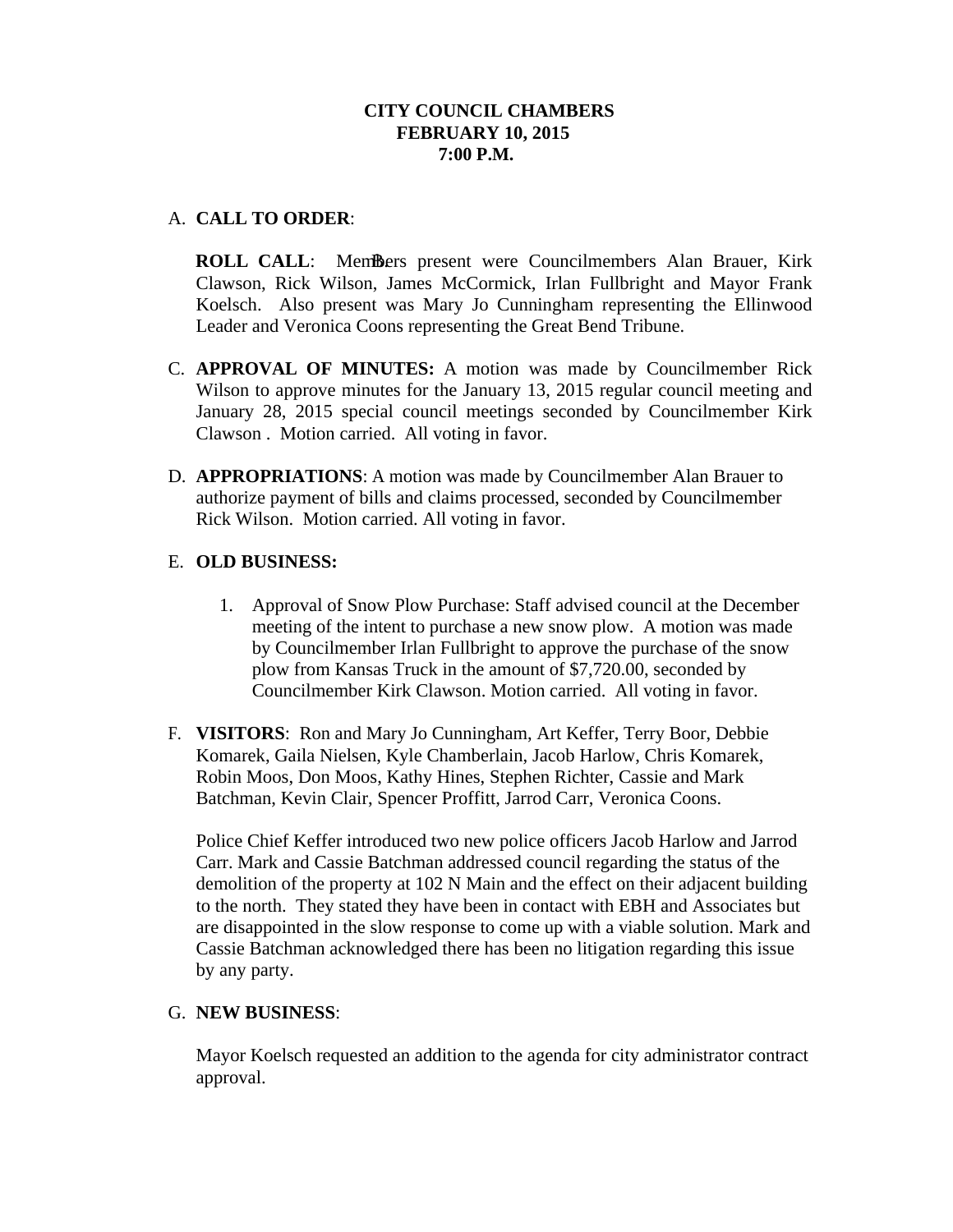**CITY COUNCIL CHAMBERS**
**FEBRUARY 10, 2015**
**7:00 P.M.**

A. **CALL TO ORDER**:

**ROLL CALL**: Members present were Councilmembers Alan Brauer, Kirk Clawson, Rick Wilson, James McCormick, Irlan Fullbright and Mayor Frank Koelsch. Also present was Mary Jo Cunningham representing the Ellinwood Leader and Veronica Coons representing the Great Bend Tribune.

C. **APPROVAL OF MINUTES:** A motion was made by Councilmember Rick Wilson to approve minutes for the January 13, 2015 regular council meeting and January 28, 2015 special council meetings seconded by Councilmember Kirk Clawson . Motion carried. All voting in favor.

D. **APPROPRIATIONS**: A motion was made by Councilmember Alan Brauer to authorize payment of bills and claims processed, seconded by Councilmember Rick Wilson. Motion carried. All voting in favor.

E. **OLD BUSINESS:**

1. Approval of Snow Plow Purchase: Staff advised council at the December meeting of the intent to purchase a new snow plow. A motion was made by Councilmember Irlan Fullbright to approve the purchase of the snow plow from Kansas Truck in the amount of $7,720.00, seconded by Councilmember Kirk Clawson. Motion carried. All voting in favor.

F. **VISITORS**: Ron and Mary Jo Cunningham, Art Keffer, Terry Boor, Debbie Komarek, Gaila Nielsen, Kyle Chamberlain, Jacob Harlow, Chris Komarek, Robin Moos, Don Moos, Kathy Hines, Stephen Richter, Cassie and Mark Batchman, Kevin Clair, Spencer Proffitt, Jarrod Carr, Veronica Coons.

Police Chief Keffer introduced two new police officers Jacob Harlow and Jarrod Carr. Mark and Cassie Batchman addressed council regarding the status of the demolition of the property at 102 N Main and the effect on their adjacent building to the north. They stated they have been in contact with EBH and Associates but are disappointed in the slow response to come up with a viable solution. Mark and Cassie Batchman acknowledged there has been no litigation regarding this issue by any party.

G. **NEW BUSINESS**:

Mayor Koelsch requested an addition to the agenda for city administrator contract approval.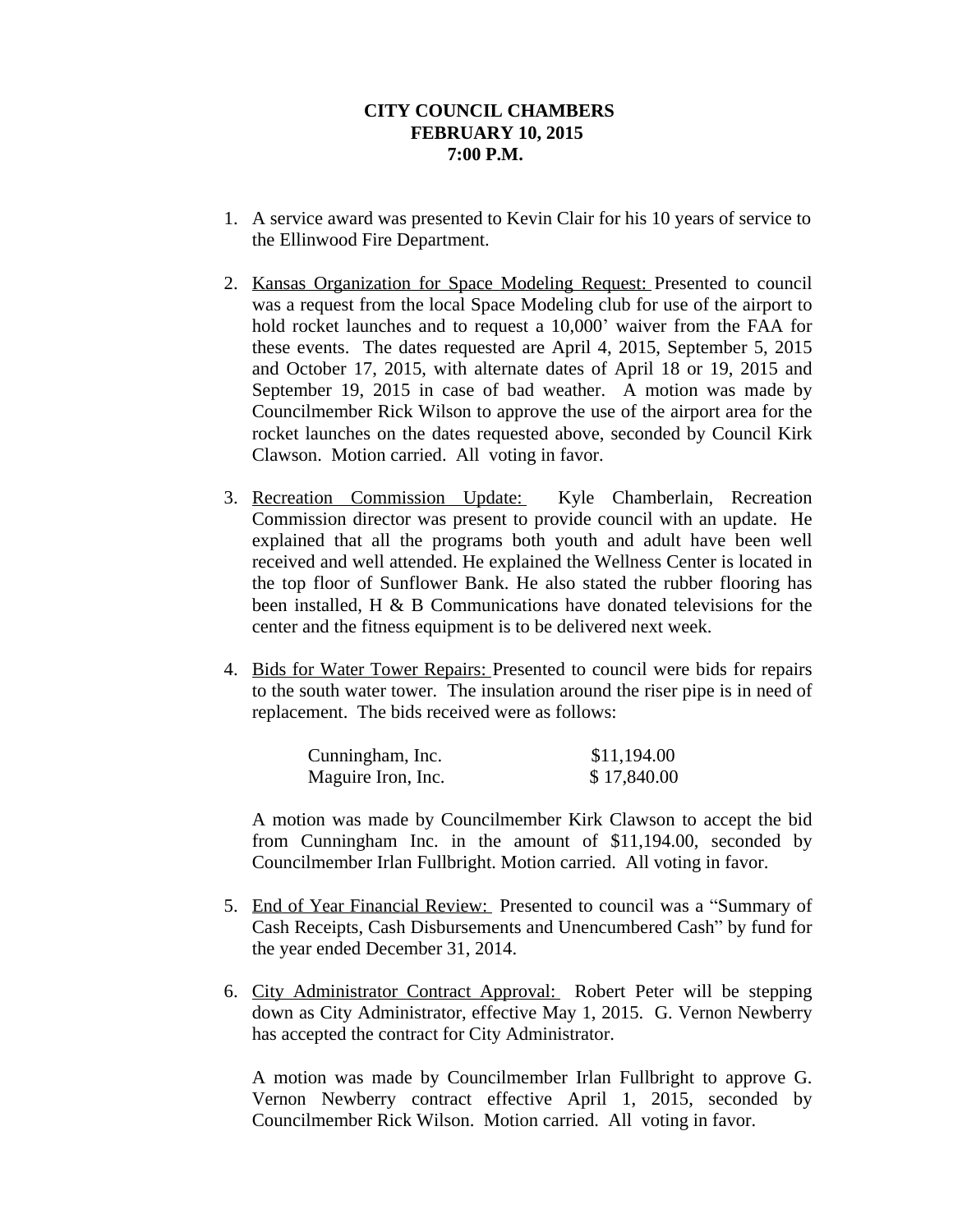**CITY COUNCIL CHAMBERS**
**FEBRUARY 10, 2015**
**7:00 P.M.**

1. A service award was presented to Kevin Clair for his 10 years of service to the Ellinwood Fire Department.

2. Kansas Organization for Space Modeling Request: Presented to council was a request from the local Space Modeling club for use of the airport to hold rocket launches and to request a 10,000' waiver from the FAA for these events. The dates requested are April 4, 2015, September 5, 2015 and October 17, 2015, with alternate dates of April 18 or 19, 2015 and September 19, 2015 in case of bad weather. A motion was made by Councilmember Rick Wilson to approve the use of the airport area for the rocket launches on the dates requested above, seconded by Council Kirk Clawson. Motion carried. All voting in favor.

3. Recreation Commission Update: Kyle Chamberlain, Recreation Commission director was present to provide council with an update. He explained that all the programs both youth and adult have been well received and well attended. He explained the Wellness Center is located in the top floor of Sunflower Bank. He also stated the rubber flooring has been installed, H & B Communications have donated televisions for the center and the fitness equipment is to be delivered next week.

4. Bids for Water Tower Repairs: Presented to council were bids for repairs to the south water tower. The insulation around the riser pipe is in need of replacement. The bids received were as follows:

   | | |
   |---|---|
   | Cunningham, Inc. | $11,194.00 |
   | Maguire Iron, Inc. | $ 17,840.00 |

   A motion was made by Councilmember Kirk Clawson to accept the bid from Cunningham Inc. in the amount of $11,194.00, seconded by Councilmember Irlan Fullbright. Motion carried. All voting in favor.

5. End of Year Financial Review: Presented to council was a "Summary of Cash Receipts, Cash Disbursements and Unencumbered Cash" by fund for the year ended December 31, 2014.

6. City Administrator Contract Approval: Robert Peter will be stepping down as City Administrator, effective May 1, 2015. G. Vernon Newberry has accepted the contract for City Administrator.

   A motion was made by Councilmember Irlan Fullbright to approve G. Vernon Newberry contract effective April 1, 2015, seconded by Councilmember Rick Wilson. Motion carried. All voting in favor.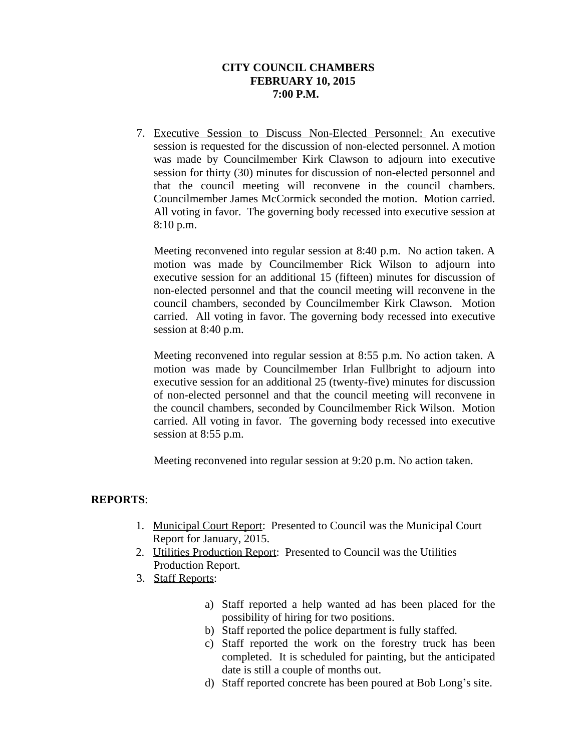**CITY COUNCIL CHAMBERS**
**FEBRUARY 10, 2015**
**7:00 P.M.**

7. Executive Session to Discuss Non-Elected Personnel: An executive session is requested for the discussion of non-elected personnel. A motion was made by Councilmember Kirk Clawson to adjourn into executive session for thirty (30) minutes for discussion of non-elected personnel and that the council meeting will reconvene in the council chambers. Councilmember James McCormick seconded the motion. Motion carried. All voting in favor. The governing body recessed into executive session at 8:10 p.m.

   Meeting reconvened into regular session at 8:40 p.m. No action taken. A motion was made by Councilmember Rick Wilson to adjourn into executive session for an additional 15 (fifteen) minutes for discussion of non-elected personnel and that the council meeting will reconvene in the council chambers, seconded by Councilmember Kirk Clawson. Motion carried. All voting in favor. The governing body recessed into executive session at 8:40 p.m.

   Meeting reconvened into regular session at 8:55 p.m. No action taken. A motion was made by Councilmember Irlan Fullbright to adjourn into executive session for an additional 25 (twenty-five) minutes for discussion of non-elected personnel and that the council meeting will reconvene in the council chambers, seconded by Councilmember Rick Wilson. Motion carried. All voting in favor. The governing body recessed into executive session at 8:55 p.m.

   Meeting reconvened into regular session at 9:20 p.m. No action taken.

**REPORTS**:

1. Municipal Court Report: Presented to Council was the Municipal Court Report for January, 2015.
2. Utilities Production Report: Presented to Council was the Utilities Production Report.
3. Staff Reports:

   a) Staff reported a help wanted ad has been placed for the possibility of hiring for two positions.
   b) Staff reported the police department is fully staffed.
   c) Staff reported the work on the forestry truck has been completed. It is scheduled for painting, but the anticipated date is still a couple of months out.
   d) Staff reported concrete has been poured at Bob Long's site.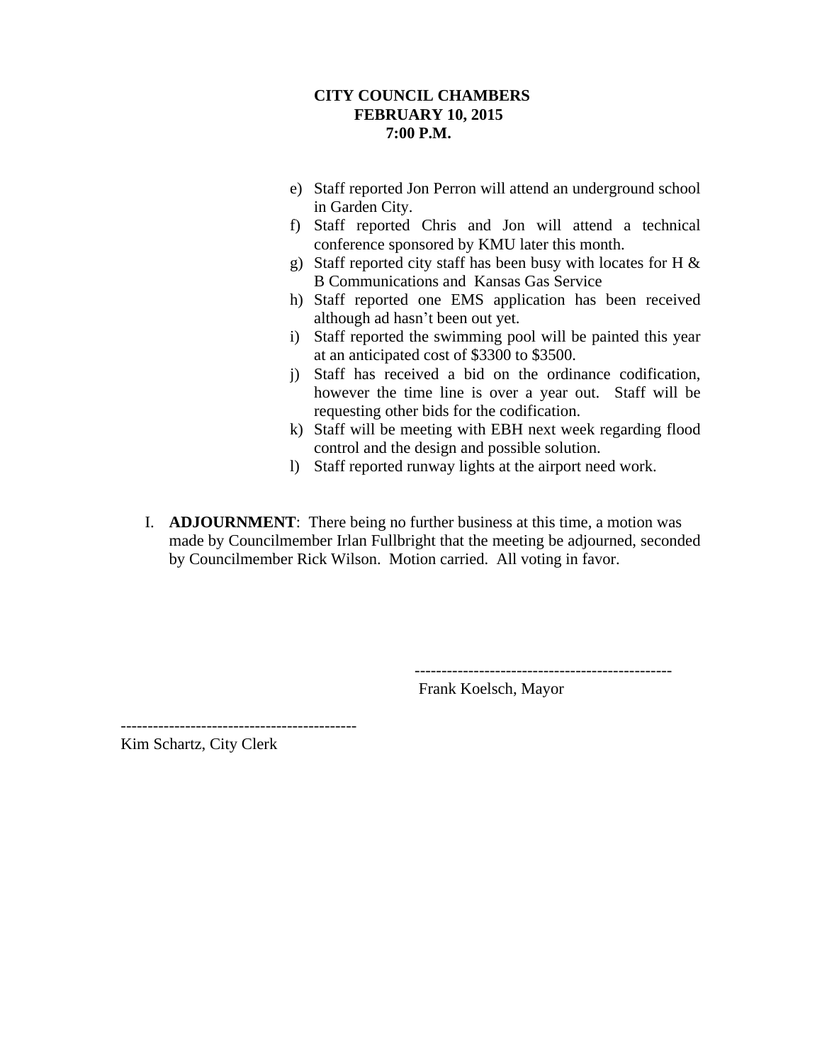**CITY COUNCIL CHAMBERS**
**FEBRUARY 10, 2015**
**7:00 P.M.**

e) Staff reported Jon Perron will attend an underground school in Garden City.
f) Staff reported Chris and Jon will attend a technical conference sponsored by KMU later this month.
g) Staff reported city staff has been busy with locates for H & B Communications and Kansas Gas Service
h) Staff reported one EMS application has been received although ad hasn't been out yet.
i) Staff reported the swimming pool will be painted this year at an anticipated cost of $3300 to $3500.
j) Staff has received a bid on the ordinance codification, however the time line is over a year out. Staff will be requesting other bids for the codification.
k) Staff will be meeting with EBH next week regarding flood control and the design and possible solution.
l) Staff reported runway lights at the airport need work.

I. **ADJOURNMENT**: There being no further business at this time, a motion was made by Councilmember Irlan Fullbright that the meeting be adjourned, seconded by Councilmember Rick Wilson. Motion carried. All voting in favor.

------------------------------------------------
Frank Koelsch, Mayor

--------------------------------------------
Kim Schartz, City Clerk